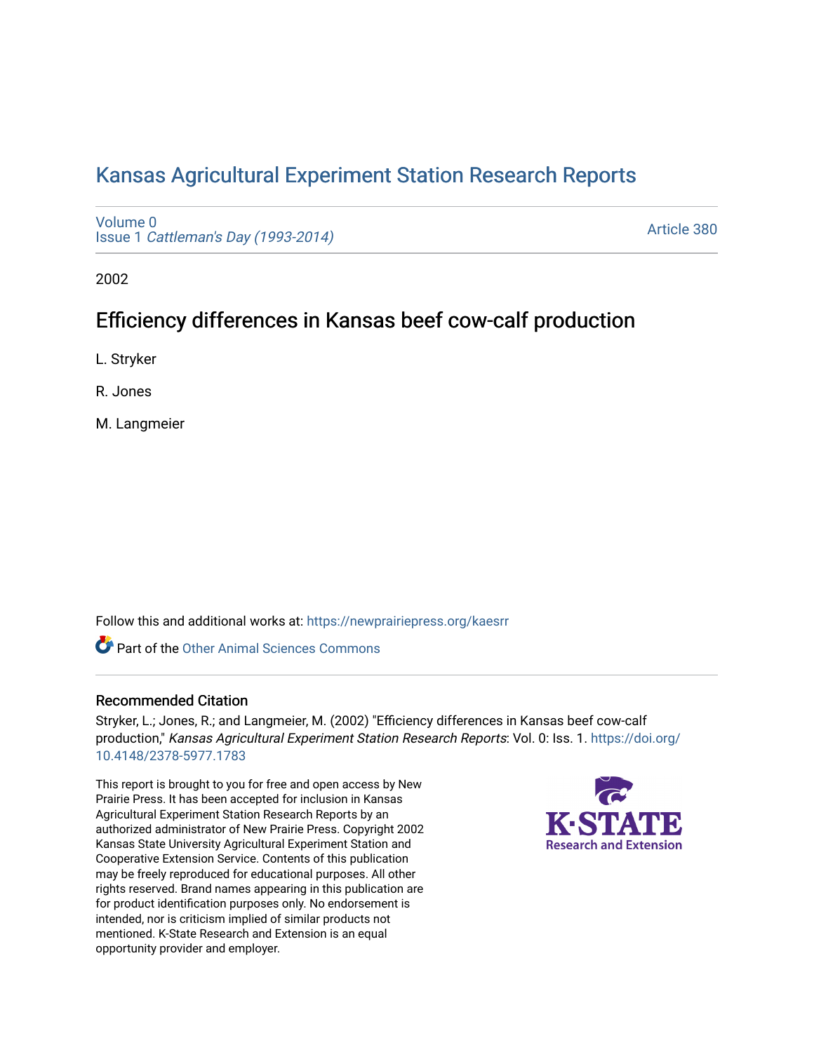# Kansas Agricultural Experiment Station Research Reports

Volume 0
Issue 1 *Cattleman's Day (1993-2014)*

Article 380

2002

## Efficiency differences in Kansas beef cow-calf production

L. Stryker

R. Jones

M. Langmeier

Follow this and additional works at: https://newprairiepress.org/kaesrr

Part of the Other Animal Sciences Commons

### Recommended Citation

Stryker, L.; Jones, R.; and Langmeier, M. (2002) "Efficiency differences in Kansas beef cow-calf production," *Kansas Agricultural Experiment Station Research Reports*: Vol. 0: Iss. 1. https://doi.org/10.4148/2378-5977.1783

This report is brought to you for free and open access by New Prairie Press. It has been accepted for inclusion in Kansas Agricultural Experiment Station Research Reports by an authorized administrator of New Prairie Press. Copyright 2002 Kansas State University Agricultural Experiment Station and Cooperative Extension Service. Contents of this publication may be freely reproduced for educational purposes. All other rights reserved. Brand names appearing in this publication are for product identification purposes only. No endorsement is intended, nor is criticism implied of similar products not mentioned. K-State Research and Extension is an equal opportunity provider and employer.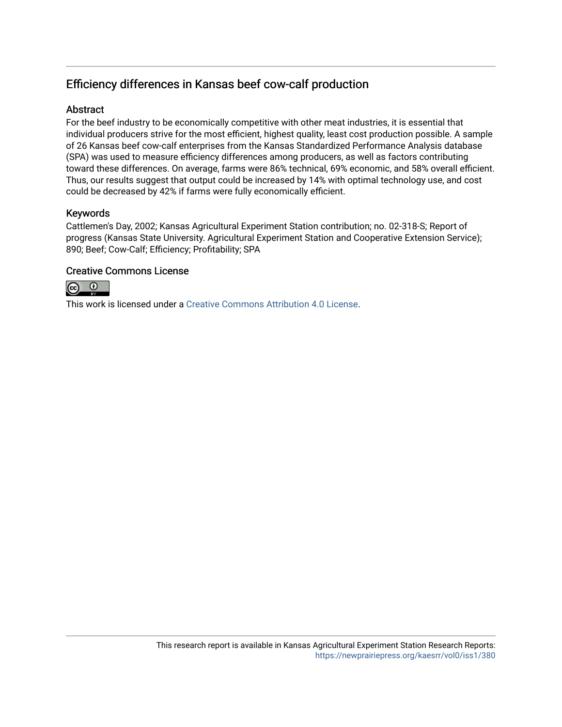## Efficiency differences in Kansas beef cow-calf production

### Abstract

For the beef industry to be economically competitive with other meat industries, it is essential that individual producers strive for the most efficient, highest quality, least cost production possible. A sample of 26 Kansas beef cow-calf enterprises from the Kansas Standardized Performance Analysis database (SPA) was used to measure efficiency differences among producers, as well as factors contributing toward these differences. On average, farms were 86% technical, 69% economic, and 58% overall efficient. Thus, our results suggest that output could be increased by 14% with optimal technology use, and cost could be decreased by 42% if farms were fully economically efficient.

### Keywords

Cattlemen's Day, 2002; Kansas Agricultural Experiment Station contribution; no. 02-318-S; Report of progress (Kansas State University. Agricultural Experiment Station and Cooperative Extension Service); 890; Beef; Cow-Calf; Efficiency; Profitability; SPA

### Creative Commons License

This work is licensed under a Creative Commons Attribution 4.0 License.

This research report is available in Kansas Agricultural Experiment Station Research Reports: https://newprairiepress.org/kaesrr/vol0/iss1/380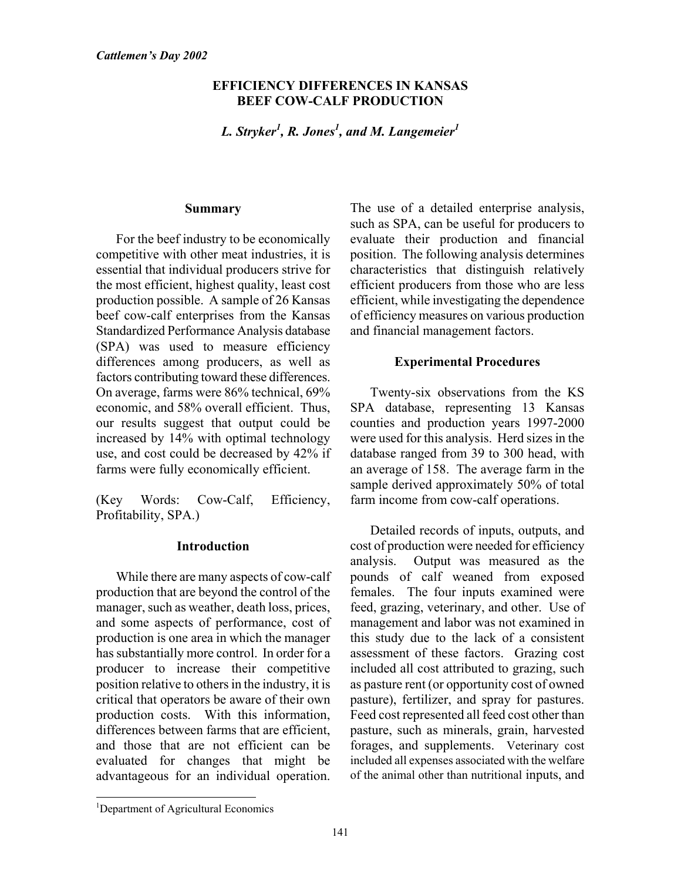*Cattlemen's Day 2002*

# EFFICIENCY DIFFERENCES IN KANSAS BEEF COW-CALF PRODUCTION

***L. Stryker[1], R. Jones[1], and M. Langemeier[1]***

## Summary

For the beef industry to be economically competitive with other meat industries, it is essential that individual producers strive for the most efficient, highest quality, least cost production possible. A sample of 26 Kansas beef cow-calf enterprises from the Kansas Standardized Performance Analysis database (SPA) was used to measure efficiency differences among producers, as well as factors contributing toward these differences. On average, farms were 86% technical, 69% economic, and 58% overall efficient. Thus, our results suggest that output could be increased by 14% with optimal technology use, and cost could be decreased by 42% if farms were fully economically efficient.

(Key Words: Cow-Calf, Efficiency, Profitability, SPA.)

## Introduction

While there are many aspects of cow-calf production that are beyond the control of the manager, such as weather, death loss, prices, and some aspects of performance, cost of production is one area in which the manager has substantially more control. In order for a producer to increase their competitive position relative to others in the industry, it is critical that operators be aware of their own production costs. With this information, differences between farms that are efficient, and those that are not efficient can be evaluated for changes that might be advantageous for an individual operation. The use of a detailed enterprise analysis, such as SPA, can be useful for producers to evaluate their production and financial position. The following analysis determines characteristics that distinguish relatively efficient producers from those who are less efficient, while investigating the dependence of efficiency measures on various production and financial management factors.

## Experimental Procedures

Twenty-six observations from the KS SPA database, representing 13 Kansas counties and production years 1997-2000 were used for this analysis. Herd sizes in the database ranged from 39 to 300 head, with an average of 158. The average farm in the sample derived approximately 50% of total farm income from cow-calf operations.

Detailed records of inputs, outputs, and cost of production were needed for efficiency analysis. Output was measured as the pounds of calf weaned from exposed females. The four inputs examined were feed, grazing, veterinary, and other. Use of management and labor was not examined in this study due to the lack of a consistent assessment of these factors. Grazing cost included all cost attributed to grazing, such as pasture rent (or opportunity cost of owned pasture), fertilizer, and spray for pastures. Feed cost represented all feed cost other than pasture, such as minerals, grain, harvested forages, and supplements. Veterinary cost included all expenses associated with the welfare of the animal other than nutritional inputs, and

---

[1]Department of Agricultural Economics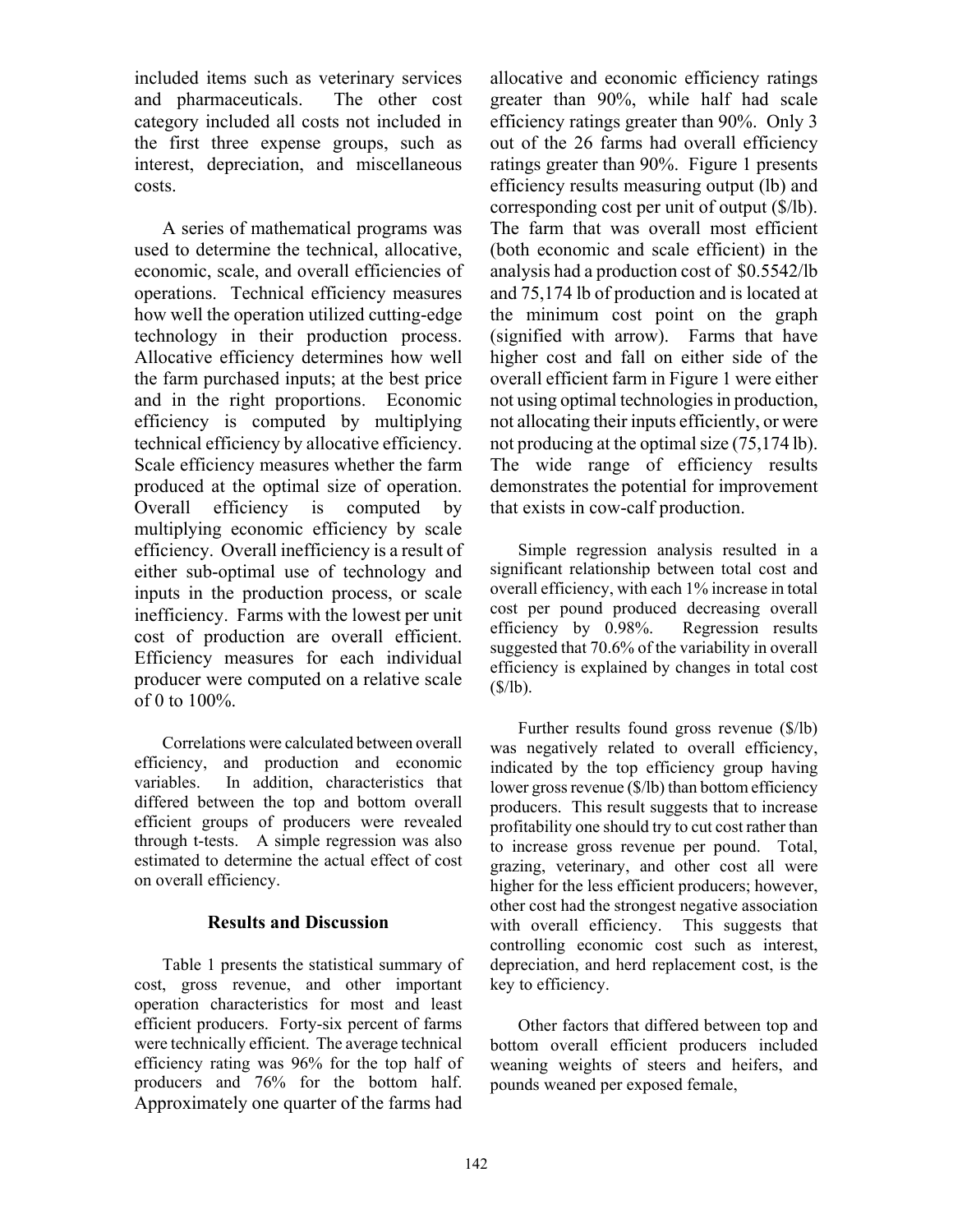included items such as veterinary services and pharmaceuticals. The other cost category included all costs not included in the first three expense groups, such as interest, depreciation, and miscellaneous costs.

A series of mathematical programs was used to determine the technical, allocative, economic, scale, and overall efficiencies of operations. Technical efficiency measures how well the operation utilized cutting-edge technology in their production process. Allocative efficiency determines how well the farm purchased inputs; at the best price and in the right proportions. Economic efficiency is computed by multiplying technical efficiency by allocative efficiency. Scale efficiency measures whether the farm produced at the optimal size of operation. Overall efficiency is computed by multiplying economic efficiency by scale efficiency. Overall inefficiency is a result of either sub-optimal use of technology and inputs in the production process, or scale inefficiency. Farms with the lowest per unit cost of production are overall efficient. Efficiency measures for each individual producer were computed on a relative scale of 0 to 100%.

Correlations were calculated between overall efficiency, and production and economic variables. In addition, characteristics that differed between the top and bottom overall efficient groups of producers were revealed through t-tests. A simple regression was also estimated to determine the actual effect of cost on overall efficiency.

## Results and Discussion

Table 1 presents the statistical summary of cost, gross revenue, and other important operation characteristics for most and least efficient producers. Forty-six percent of farms were technically efficient. The average technical efficiency rating was 96% for the top half of producers and 76% for the bottom half. Approximately one quarter of the farms had allocative and economic efficiency ratings greater than 90%, while half had scale efficiency ratings greater than 90%. Only 3 out of the 26 farms had overall efficiency ratings greater than 90%. Figure 1 presents efficiency results measuring output (lb) and corresponding cost per unit of output ($/lb). The farm that was overall most efficient (both economic and scale efficient) in the analysis had a production cost of $0.5542/lb and 75,174 lb of production and is located at the minimum cost point on the graph (signified with arrow). Farms that have higher cost and fall on either side of the overall efficient farm in Figure 1 were either not using optimal technologies in production, not allocating their inputs efficiently, or were not producing at the optimal size (75,174 lb). The wide range of efficiency results demonstrates the potential for improvement that exists in cow-calf production.

Simple regression analysis resulted in a significant relationship between total cost and overall efficiency, with each 1% increase in total cost per pound produced decreasing overall efficiency by 0.98%. Regression results suggested that 70.6% of the variability in overall efficiency is explained by changes in total cost ($/lb).

Further results found gross revenue ($/lb) was negatively related to overall efficiency, indicated by the top efficiency group having lower gross revenue ($/lb) than bottom efficiency producers. This result suggests that to increase profitability one should try to cut cost rather than to increase gross revenue per pound. Total, grazing, veterinary, and other cost all were higher for the less efficient producers; however, other cost had the strongest negative association with overall efficiency. This suggests that controlling economic cost such as interest, depreciation, and herd replacement cost, is the key to efficiency.

Other factors that differed between top and bottom overall efficient producers included weaning weights of steers and heifers, and pounds weaned per exposed female,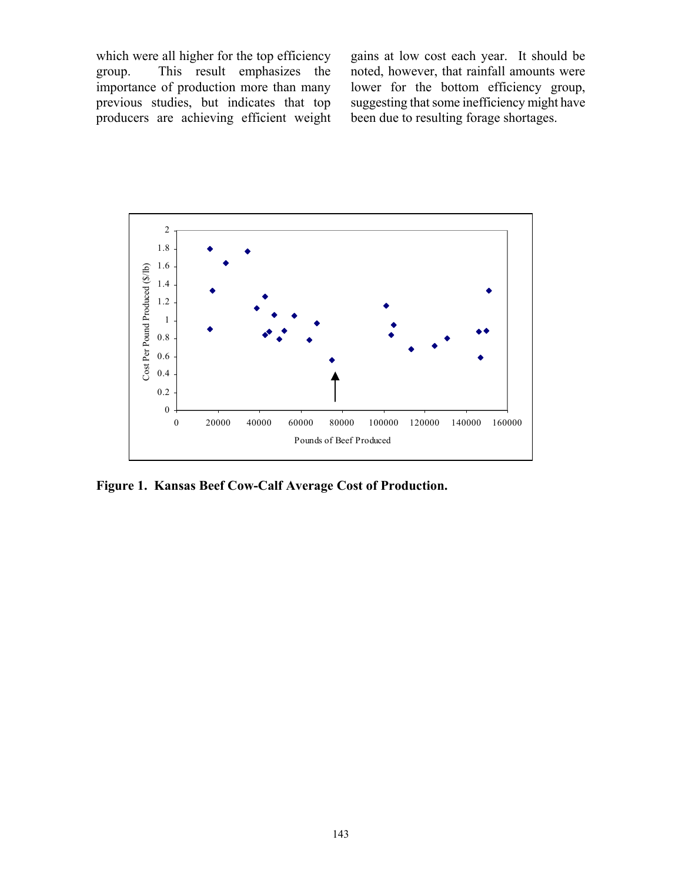which were all higher for the top efficiency group. This result emphasizes the importance of production more than many previous studies, but indicates that top producers are achieving efficient weight gains at low cost each year. It should be noted, however, that rainfall amounts were lower for the bottom efficiency group, suggesting that some inefficiency might have been due to resulting forage shortages.

**Figure 1. Kansas Beef Cow-Calf Average Cost of Production.**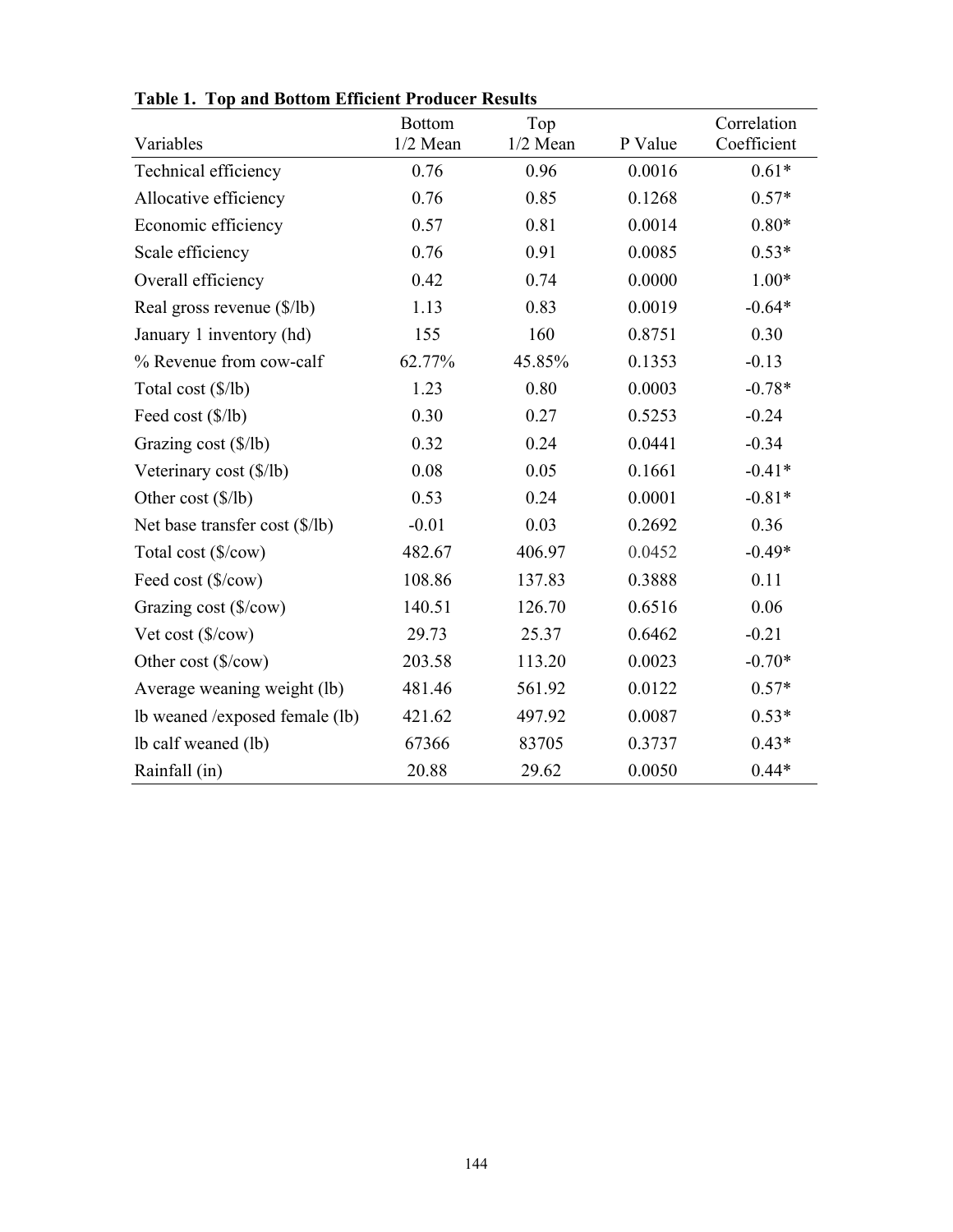**Table 1. Top and Bottom Efficient Producer Results**

| Variables | Bottom 1/2 Mean | Top 1/2 Mean | P Value | Correlation Coefficient |
|---|---|---|---|---|
| Technical efficiency | 0.76 | 0.96 | 0.0016 | 0.61* |
| Allocative efficiency | 0.76 | 0.85 | 0.1268 | 0.57* |
| Economic efficiency | 0.57 | 0.81 | 0.0014 | 0.80* |
| Scale efficiency | 0.76 | 0.91 | 0.0085 | 0.53* |
| Overall efficiency | 0.42 | 0.74 | 0.0000 | 1.00* |
| Real gross revenue ($/lb) | 1.13 | 0.83 | 0.0019 | -0.64* |
| January 1 inventory (hd) | 155 | 160 | 0.8751 | 0.30 |
| % Revenue from cow-calf | 62.77% | 45.85% | 0.1353 | -0.13 |
| Total cost ($/lb) | 1.23 | 0.80 | 0.0003 | -0.78* |
| Feed cost ($/lb) | 0.30 | 0.27 | 0.5253 | -0.24 |
| Grazing cost ($/lb) | 0.32 | 0.24 | 0.0441 | -0.34 |
| Veterinary cost ($/lb) | 0.08 | 0.05 | 0.1661 | -0.41* |
| Other cost ($/lb) | 0.53 | 0.24 | 0.0001 | -0.81* |
| Net base transfer cost ($/lb) | -0.01 | 0.03 | 0.2692 | 0.36 |
| Total cost ($/cow) | 482.67 | 406.97 | 0.0452 | -0.49* |
| Feed cost ($/cow) | 108.86 | 137.83 | 0.3888 | 0.11 |
| Grazing cost ($/cow) | 140.51 | 126.70 | 0.6516 | 0.06 |
| Vet cost ($/cow) | 29.73 | 25.37 | 0.6462 | -0.21 |
| Other cost ($/cow) | 203.58 | 113.20 | 0.0023 | -0.70* |
| Average weaning weight (lb) | 481.46 | 561.92 | 0.0122 | 0.57* |
| lb weaned /exposed female (lb) | 421.62 | 497.92 | 0.0087 | 0.53* |
| lb calf weaned (lb) | 67366 | 83705 | 0.3737 | 0.43* |
| Rainfall (in) | 20.88 | 29.62 | 0.0050 | 0.44* |